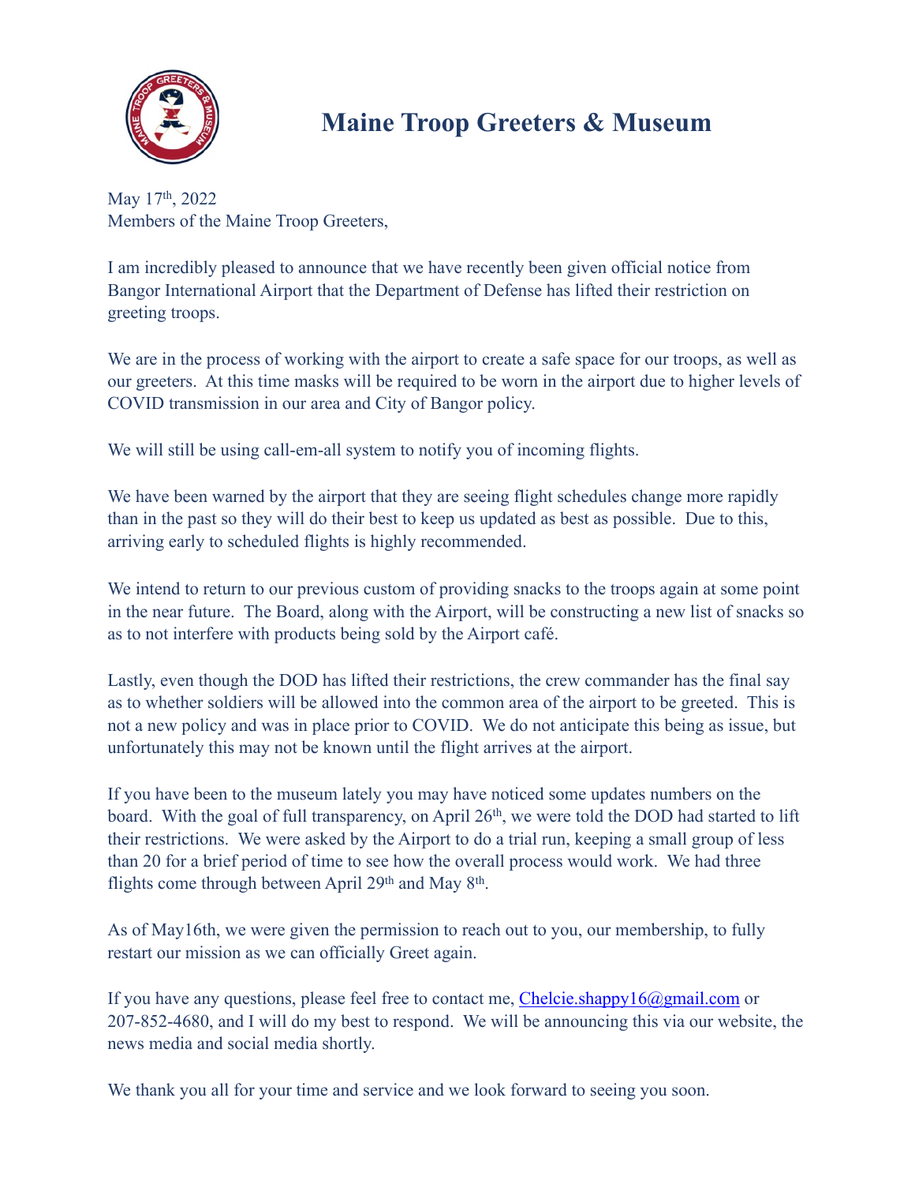# Maine Troop Greeters & Museum

May 17th, 2022
Members of the Maine Troop Greeters,

I am incredibly pleased to announce that we have recently been given official notice from Bangor International Airport that the Department of Defense has lifted their restriction on greeting troops.

We are in the process of working with the airport to create a safe space for our troops, as well as our greeters. At this time masks will be required to be worn in the airport due to higher levels of COVID transmission in our area and City of Bangor policy.

We will still be using call-em-all system to notify you of incoming flights.

We have been warned by the airport that they are seeing flight schedules change more rapidly than in the past so they will do their best to keep us updated as best as possible. Due to this, arriving early to scheduled flights is highly recommended.

We intend to return to our previous custom of providing snacks to the troops again at some point in the near future. The Board, along with the Airport, will be constructing a new list of snacks so as to not interfere with products being sold by the Airport café.

Lastly, even though the DOD has lifted their restrictions, the crew commander has the final say as to whether soldiers will be allowed into the common area of the airport to be greeted. This is not a new policy and was in place prior to COVID. We do not anticipate this being as issue, but unfortunately this may not be known until the flight arrives at the airport.

If you have been to the museum lately you may have noticed some updates numbers on the board. With the goal of full transparency, on April 26th, we were told the DOD had started to lift their restrictions. We were asked by the Airport to do a trial run, keeping a small group of less than 20 for a brief period of time to see how the overall process would work. We had three flights come through between April 29th and May 8th.

As of May16th, we were given the permission to reach out to you, our membership, to fully restart our mission as we can officially Greet again.

If you have any questions, please feel free to contact me, Chelcie.shappy16@gmail.com or 207-852-4680, and I will do my best to respond. We will be announcing this via our website, the news media and social media shortly.

We thank you all for your time and service and we look forward to seeing you soon.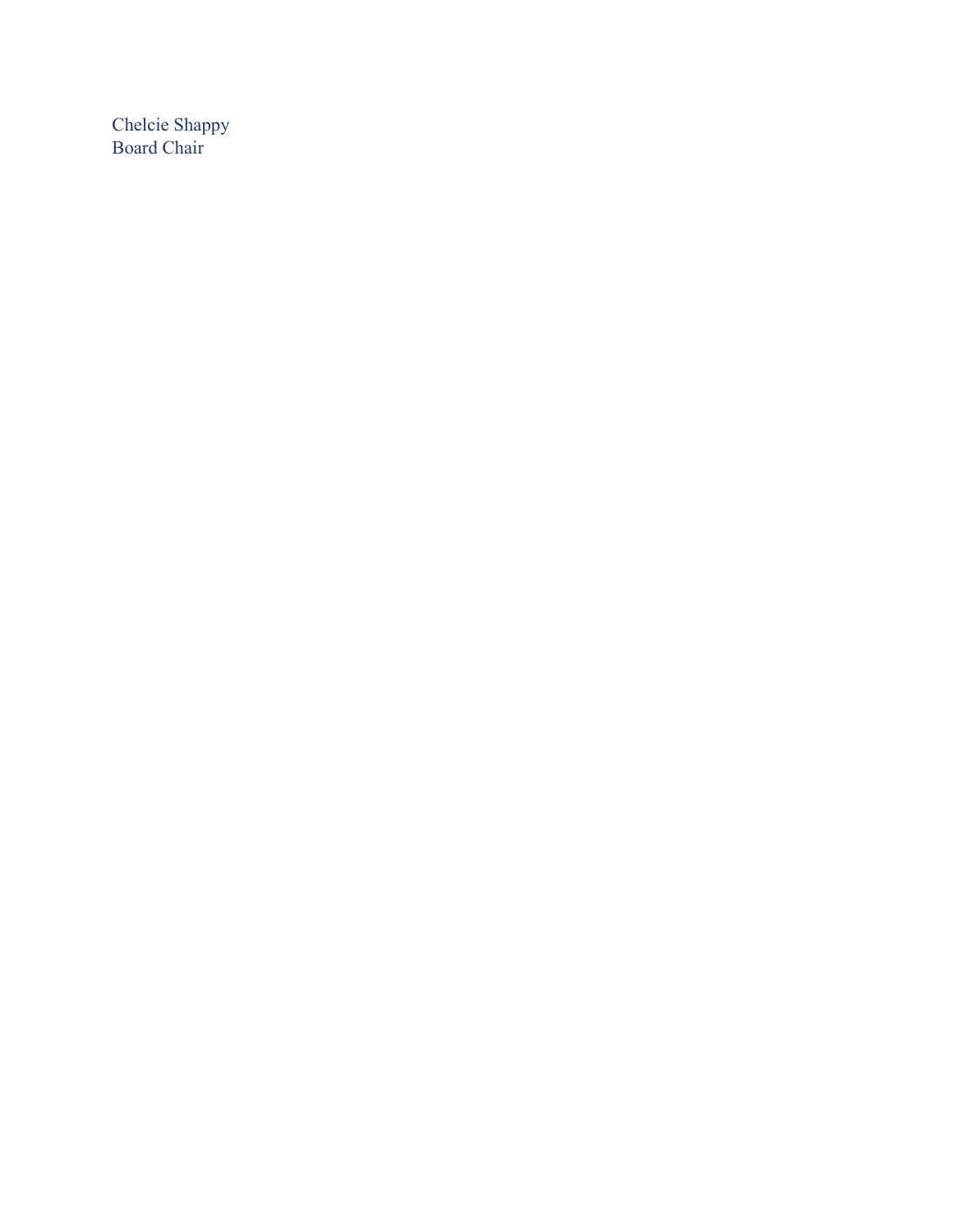Chelcie Shappy
Board Chair